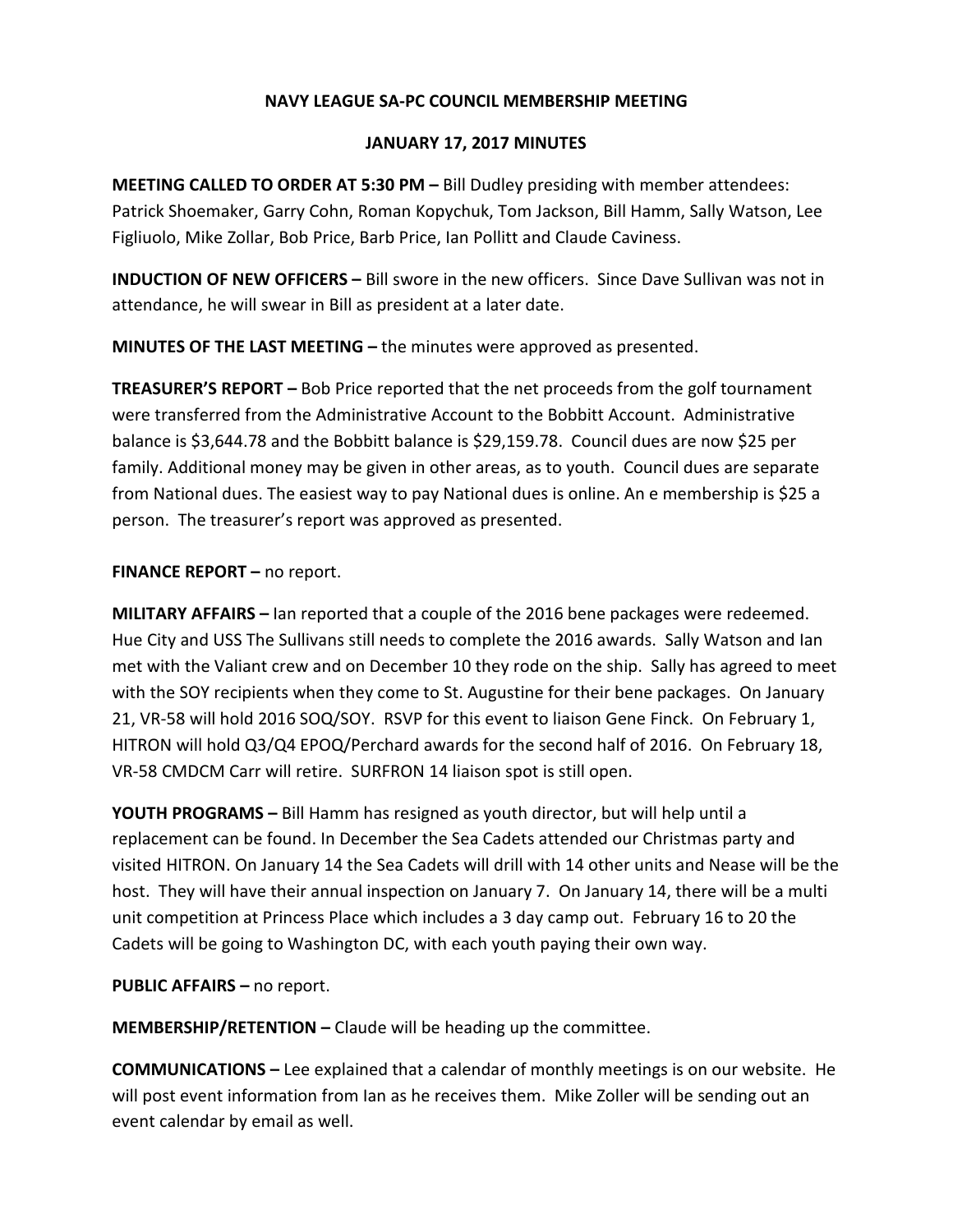# NAVY LEAGUE SA-PC COUNCIL MEMBERSHIP MEETING

## JANUARY 17, 2017 MINUTES

**MEETING CALLED TO ORDER AT 5:30 PM –** Bill Dudley presiding with member attendees: Patrick Shoemaker, Garry Cohn, Roman Kopychuk, Tom Jackson, Bill Hamm, Sally Watson, Lee Figliuolo, Mike Zollar, Bob Price, Barb Price, Ian Pollitt and Claude Caviness.

**INDUCTION OF NEW OFFICERS –** Bill swore in the new officers. Since Dave Sullivan was not in attendance, he will swear in Bill as president at a later date.

**MINUTES OF THE LAST MEETING –** the minutes were approved as presented.

**TREASURER'S REPORT –** Bob Price reported that the net proceeds from the golf tournament were transferred from the Administrative Account to the Bobbitt Account. Administrative balance is $3,644.78 and the Bobbitt balance is $29,159.78. Council dues are now $25 per family. Additional money may be given in other areas, as to youth. Council dues are separate from National dues. The easiest way to pay National dues is online. An e membership is $25 a person. The treasurer's report was approved as presented.

**FINANCE REPORT –** no report.

**MILITARY AFFAIRS –** Ian reported that a couple of the 2016 bene packages were redeemed. Hue City and USS The Sullivans still needs to complete the 2016 awards. Sally Watson and Ian met with the Valiant crew and on December 10 they rode on the ship. Sally has agreed to meet with the SOY recipients when they come to St. Augustine for their bene packages. On January 21, VR-58 will hold 2016 SOQ/SOY. RSVP for this event to liaison Gene Finck. On February 1, HITRON will hold Q3/Q4 EPOQ/Perchard awards for the second half of 2016. On February 18, VR-58 CMDCM Carr will retire. SURFRON 14 liaison spot is still open.

**YOUTH PROGRAMS –** Bill Hamm has resigned as youth director, but will help until a replacement can be found. In December the Sea Cadets attended our Christmas party and visited HITRON. On January 14 the Sea Cadets will drill with 14 other units and Nease will be the host. They will have their annual inspection on January 7. On January 14, there will be a multi unit competition at Princess Place which includes a 3 day camp out. February 16 to 20 the Cadets will be going to Washington DC, with each youth paying their own way.

**PUBLIC AFFAIRS –** no report.

**MEMBERSHIP/RETENTION –** Claude will be heading up the committee.

**COMMUNICATIONS –** Lee explained that a calendar of monthly meetings is on our website. He will post event information from Ian as he receives them. Mike Zoller will be sending out an event calendar by email as well.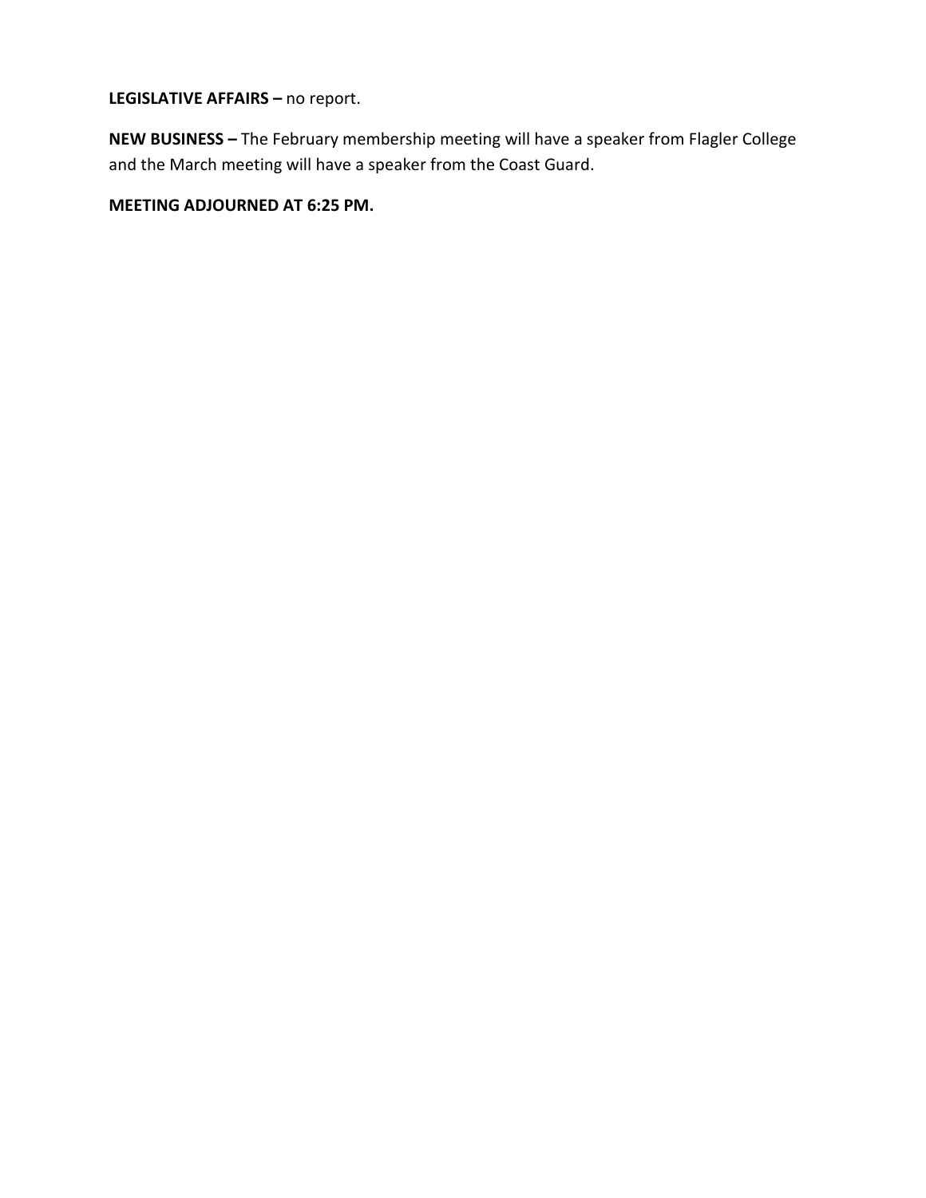**LEGISLATIVE AFFAIRS –** no report.

**NEW BUSINESS –** The February membership meeting will have a speaker from Flagler College and the March meeting will have a speaker from the Coast Guard.

**MEETING ADJOURNED AT 6:25 PM.**